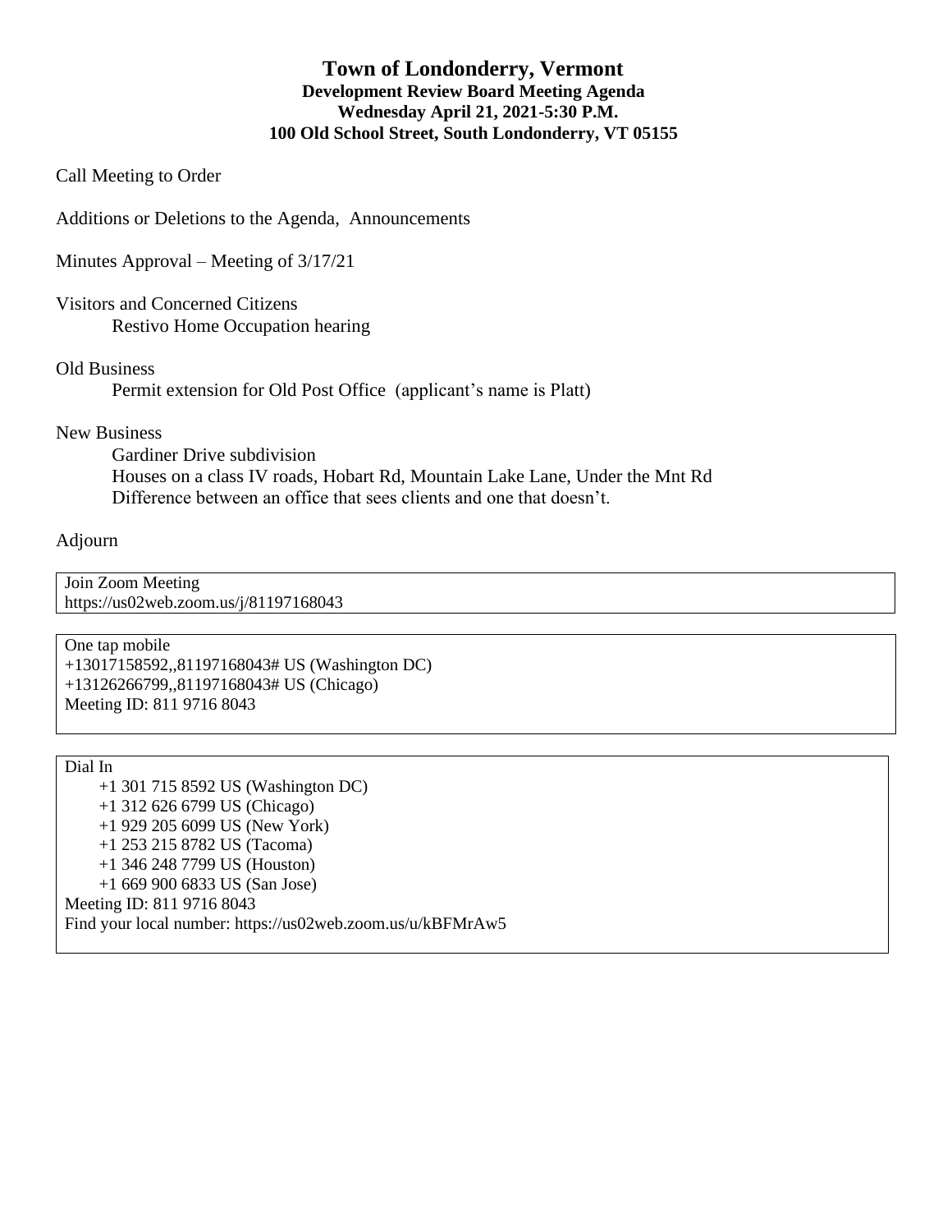# Town of Londonderry, Vermont

## Development Review Board Meeting Agenda

**Wednesday April 21, 2021-5:30 P.M.**

**100 Old School Street, South Londonderry, VT 05155**

Call Meeting to Order

Additions or Deletions to the Agenda, Announcements

Minutes Approval – Meeting of 3/17/21

Visitors and Concerned Citizens

- Restivo Home Occupation hearing

Old Business

- Permit extension for Old Post Office (applicant's name is Platt)

New Business

- Gardiner Drive subdivision
- Houses on a class IV roads, Hobart Rd, Mountain Lake Lane, Under the Mnt Rd
- Difference between an office that sees clients and one that doesn't.

Adjourn

Join Zoom Meeting
https://us02web.zoom.us/j/81197168043

One tap mobile
+13017158592,,81197168043# US (Washington DC)
+13126266799,,81197168043# US (Chicago)
Meeting ID: 811 9716 8043

Dial In
+1 301 715 8592 US (Washington DC)
+1 312 626 6799 US (Chicago)
+1 929 205 6099 US (New York)
+1 253 215 8782 US (Tacoma)
+1 346 248 7799 US (Houston)
+1 669 900 6833 US (San Jose)
Meeting ID: 811 9716 8043
Find your local number: https://us02web.zoom.us/u/kBFMrAw5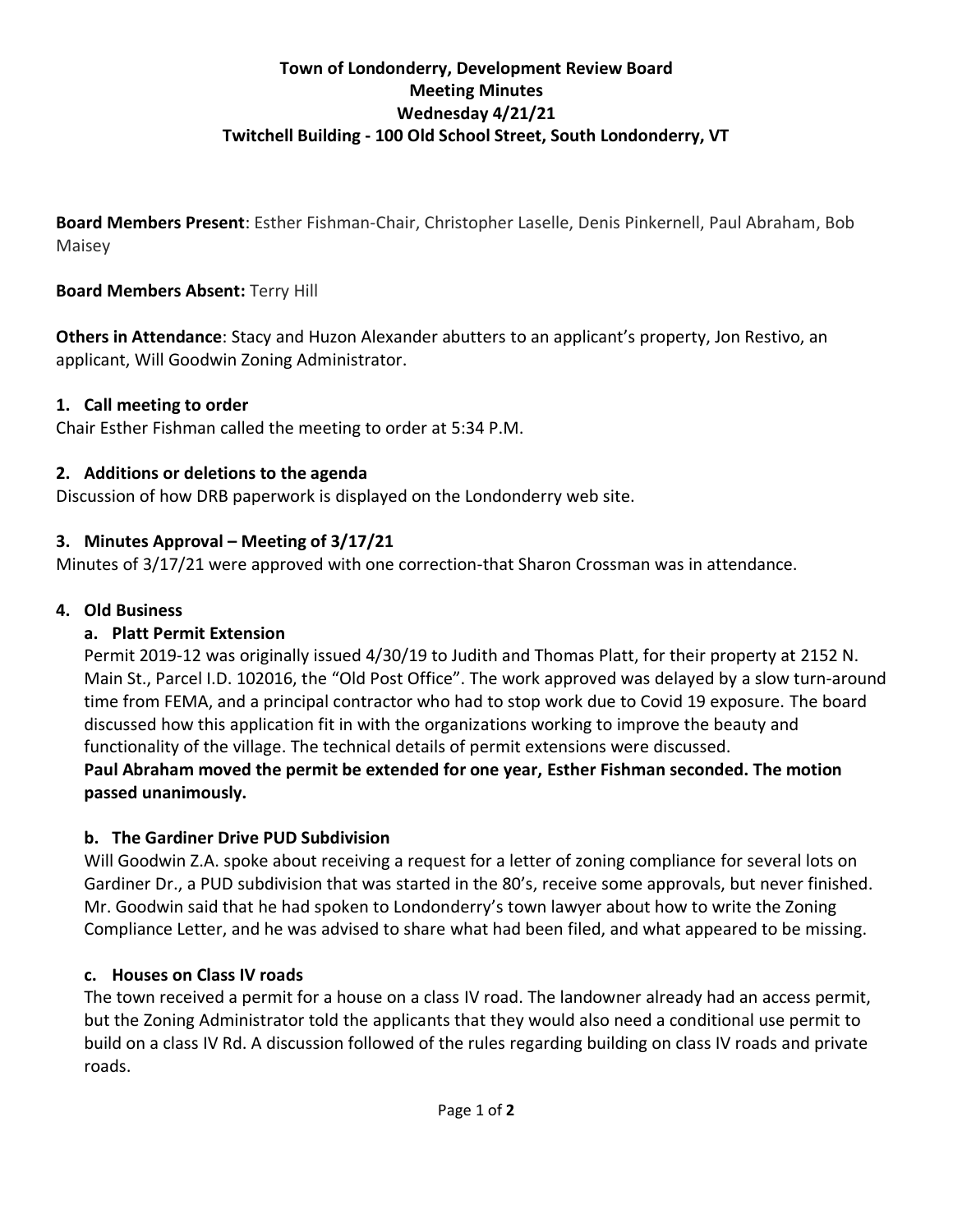**Town of Londonderry, Development Review Board**
**Meeting Minutes**
**Wednesday 4/21/21**
**Twitchell Building - 100 Old School Street, South Londonderry, VT**

**Board Members Present**: Esther Fishman-Chair, Christopher Laselle, Denis Pinkernell, Paul Abraham, Bob Maisey

**Board Members Absent:** Terry Hill

**Others in Attendance**: Stacy and Huzon Alexander abutters to an applicant's property, Jon Restivo, an applicant, Will Goodwin Zoning Administrator.

## 1. Call meeting to order

Chair Esther Fishman called the meeting to order at 5:34 P.M.

## 2. Additions or deletions to the agenda

Discussion of how DRB paperwork is displayed on the Londonderry web site.

## 3. Minutes Approval – Meeting of 3/17/21

Minutes of 3/17/21 were approved with one correction-that Sharon Crossman was in attendance.

## 4. Old Business

### a. Platt Permit Extension

Permit 2019-12 was originally issued 4/30/19 to Judith and Thomas Platt, for their property at 2152 N. Main St., Parcel I.D. 102016, the "Old Post Office". The work approved was delayed by a slow turn-around time from FEMA, and a principal contractor who had to stop work due to Covid 19 exposure. The board discussed how this application fit in with the organizations working to improve the beauty and functionality of the village. The technical details of permit extensions were discussed.

**Paul Abraham moved the permit be extended for one year, Esther Fishman seconded. The motion passed unanimously.**

### b. The Gardiner Drive PUD Subdivision

Will Goodwin Z.A. spoke about receiving a request for a letter of zoning compliance for several lots on Gardiner Dr., a PUD subdivision that was started in the 80's, receive some approvals, but never finished. Mr. Goodwin said that he had spoken to Londonderry's town lawyer about how to write the Zoning Compliance Letter, and he was advised to share what had been filed, and what appeared to be missing.

### c. Houses on Class IV roads

The town received a permit for a house on a class IV road. The landowner already had an access permit, but the Zoning Administrator told the applicants that they would also need a conditional use permit to build on a class IV Rd. A discussion followed of the rules regarding building on class IV roads and private roads.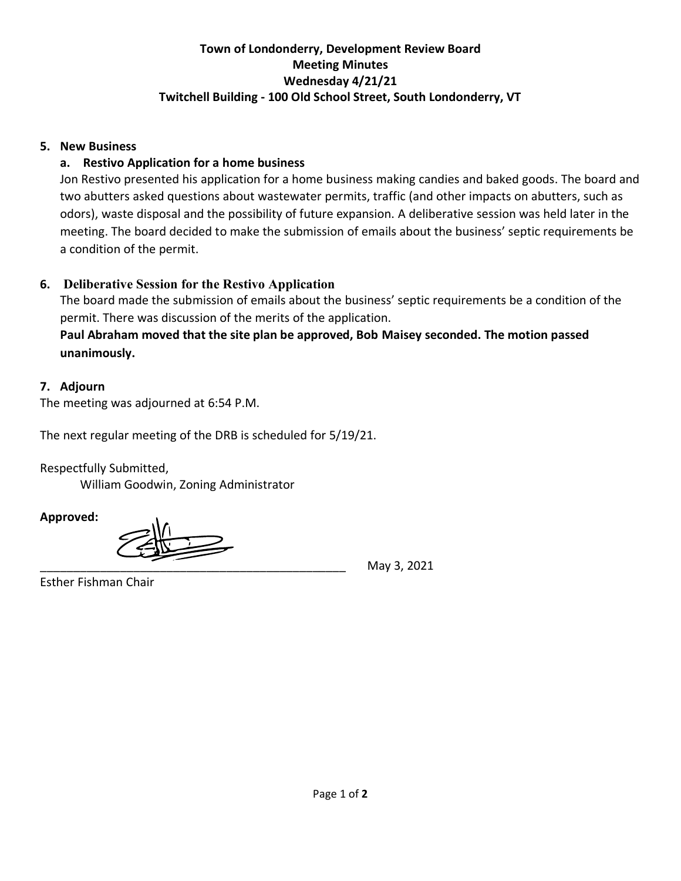**Town of Londonderry, Development Review Board**
**Meeting Minutes**
**Wednesday 4/21/21**
**Twitchell Building - 100 Old School Street, South Londonderry, VT**

**5. New Business**

**a. Restivo Application for a home business**

Jon Restivo presented his application for a home business making candies and baked goods. The board and two abutters asked questions about wastewater permits, traffic (and other impacts on abutters, such as odors), waste disposal and the possibility of future expansion. A deliberative session was held later in the meeting. The board decided to make the submission of emails about the business' septic requirements be a condition of the permit.

**6. Deliberative Session for the Restivo Application**

The board made the submission of emails about the business' septic requirements be a condition of the permit. There was discussion of the merits of the application.

**Paul Abraham moved that the site plan be approved, Bob Maisey seconded. The motion passed unanimously.**

**7. Adjourn**

The meeting was adjourned at 6:54 P.M.

The next regular meeting of the DRB is scheduled for 5/19/21.

Respectfully Submitted,
William Goodwin, Zoning Administrator

**Approved:**

_______________________________________________ May 3, 2021

Esther Fishman Chair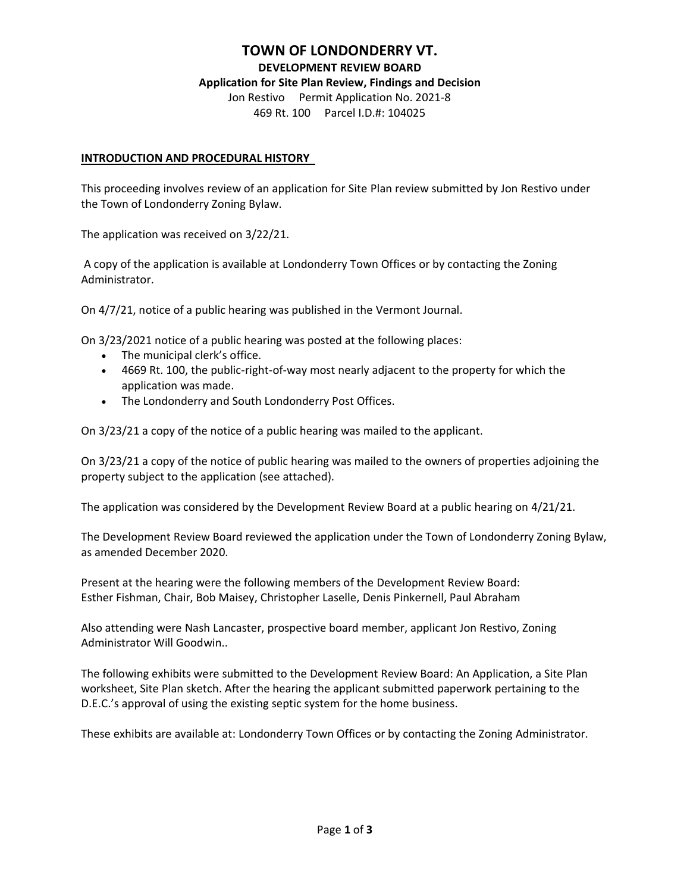# TOWN OF LONDONDERRY VT.

**DEVELOPMENT REVIEW BOARD**

**Application for Site Plan Review, Findings and Decision**

Jon Restivo Permit Application No. 2021-8

469 Rt. 100 Parcel I.D.#: 104025

**INTRODUCTION AND PROCEDURAL HISTORY**

This proceeding involves review of an application for Site Plan review submitted by Jon Restivo under the Town of Londonderry Zoning Bylaw.

The application was received on 3/22/21.

A copy of the application is available at Londonderry Town Offices or by contacting the Zoning Administrator.

On 4/7/21, notice of a public hearing was published in the Vermont Journal.

On 3/23/2021 notice of a public hearing was posted at the following places:

- The municipal clerk's office.
- 4669 Rt. 100, the public-right-of-way most nearly adjacent to the property for which the application was made.
- The Londonderry and South Londonderry Post Offices.

On 3/23/21 a copy of the notice of a public hearing was mailed to the applicant.

On 3/23/21 a copy of the notice of public hearing was mailed to the owners of properties adjoining the property subject to the application (see attached).

The application was considered by the Development Review Board at a public hearing on 4/21/21.

The Development Review Board reviewed the application under the Town of Londonderry Zoning Bylaw, as amended December 2020.

Present at the hearing were the following members of the Development Review Board: Esther Fishman, Chair, Bob Maisey, Christopher Laselle, Denis Pinkernell, Paul Abraham

Also attending were Nash Lancaster, prospective board member, applicant Jon Restivo, Zoning Administrator Will Goodwin..

The following exhibits were submitted to the Development Review Board: An Application, a Site Plan worksheet, Site Plan sketch. After the hearing the applicant submitted paperwork pertaining to the D.E.C.'s approval of using the existing septic system for the home business.

These exhibits are available at: Londonderry Town Offices or by contacting the Zoning Administrator.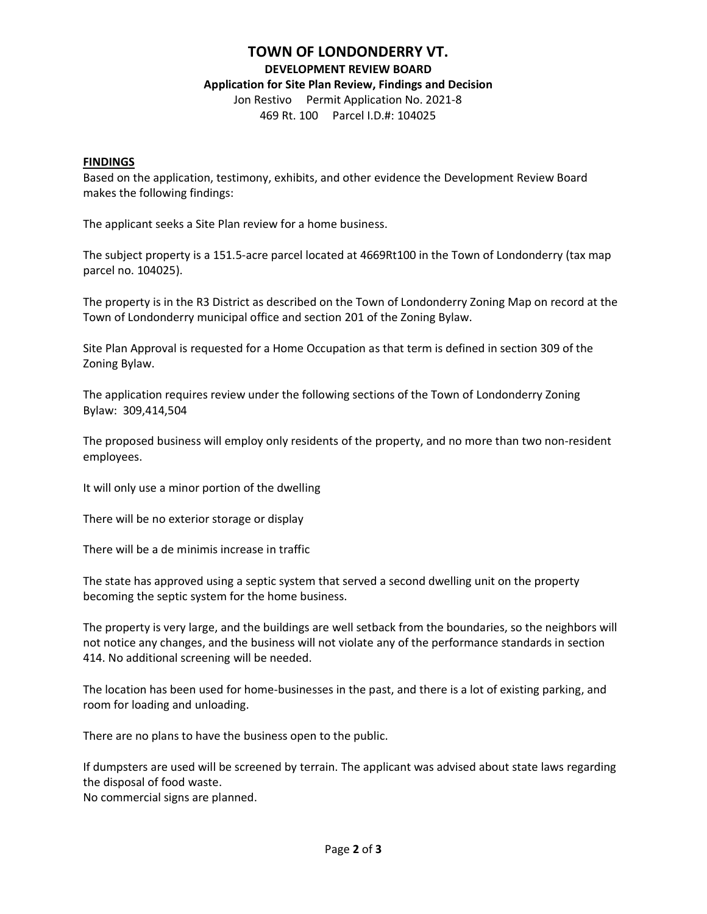# TOWN OF LONDONDERRY VT.

**DEVELOPMENT REVIEW BOARD**

**Application for Site Plan Review, Findings and Decision**

Jon Restivo  Permit Application No. 2021-8

469 Rt. 100  Parcel I.D.#: 104025

**FINDINGS**

Based on the application, testimony, exhibits, and other evidence the Development Review Board makes the following findings:

The applicant seeks a Site Plan review for a home business.

The subject property is a 151.5-acre parcel located at 4669Rt100 in the Town of Londonderry (tax map parcel no. 104025).

The property is in the R3 District as described on the Town of Londonderry Zoning Map on record at the Town of Londonderry municipal office and section 201 of the Zoning Bylaw.

Site Plan Approval is requested for a Home Occupation as that term is defined in section 309 of the Zoning Bylaw.

The application requires review under the following sections of the Town of Londonderry Zoning Bylaw: 309,414,504

The proposed business will employ only residents of the property, and no more than two non-resident employees.

It will only use a minor portion of the dwelling

There will be no exterior storage or display

There will be a de minimis increase in traffic

The state has approved using a septic system that served a second dwelling unit on the property becoming the septic system for the home business.

The property is very large, and the buildings are well setback from the boundaries, so the neighbors will not notice any changes, and the business will not violate any of the performance standards in section 414. No additional screening will be needed.

The location has been used for home-businesses in the past, and there is a lot of existing parking, and room for loading and unloading.

There are no plans to have the business open to the public.

If dumpsters are used will be screened by terrain. The applicant was advised about state laws regarding the disposal of food waste.
No commercial signs are planned.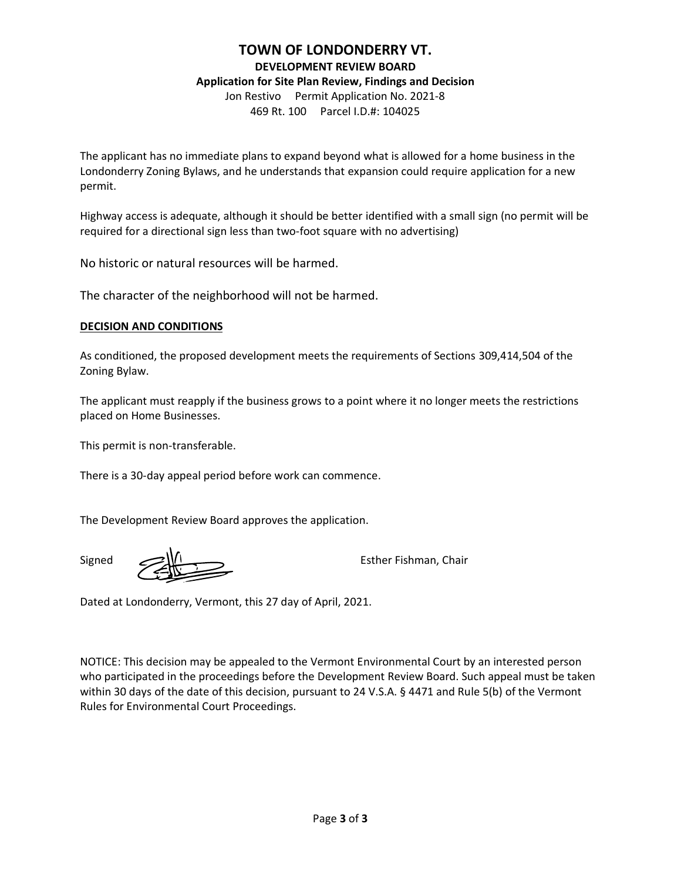# TOWN OF LONDONDERRY VT.

**DEVELOPMENT REVIEW BOARD**

**Application for Site Plan Review, Findings and Decision**

Jon Restivo Permit Application No. 2021-8

469 Rt. 100 Parcel I.D.#: 104025

The applicant has no immediate plans to expand beyond what is allowed for a home business in the Londonderry Zoning Bylaws, and he understands that expansion could require application for a new permit.

Highway access is adequate, although it should be better identified with a small sign (no permit will be required for a directional sign less than two-foot square with no advertising)

No historic or natural resources will be harmed.

The character of the neighborhood will not be harmed.

**DECISION AND CONDITIONS**

As conditioned, the proposed development meets the requirements of Sections 309,414,504 of the Zoning Bylaw.

The applicant must reapply if the business grows to a point where it no longer meets the restrictions placed on Home Businesses.

This permit is non-transferable.

There is a 30-day appeal period before work can commence.

The Development Review Board approves the application.

Signed Esther Fishman, Chair

Dated at Londonderry, Vermont, this 27 day of April, 2021.

NOTICE: This decision may be appealed to the Vermont Environmental Court by an interested person who participated in the proceedings before the Development Review Board. Such appeal must be taken within 30 days of the date of this decision, pursuant to 24 V.S.A. § 4471 and Rule 5(b) of the Vermont Rules for Environmental Court Proceedings.